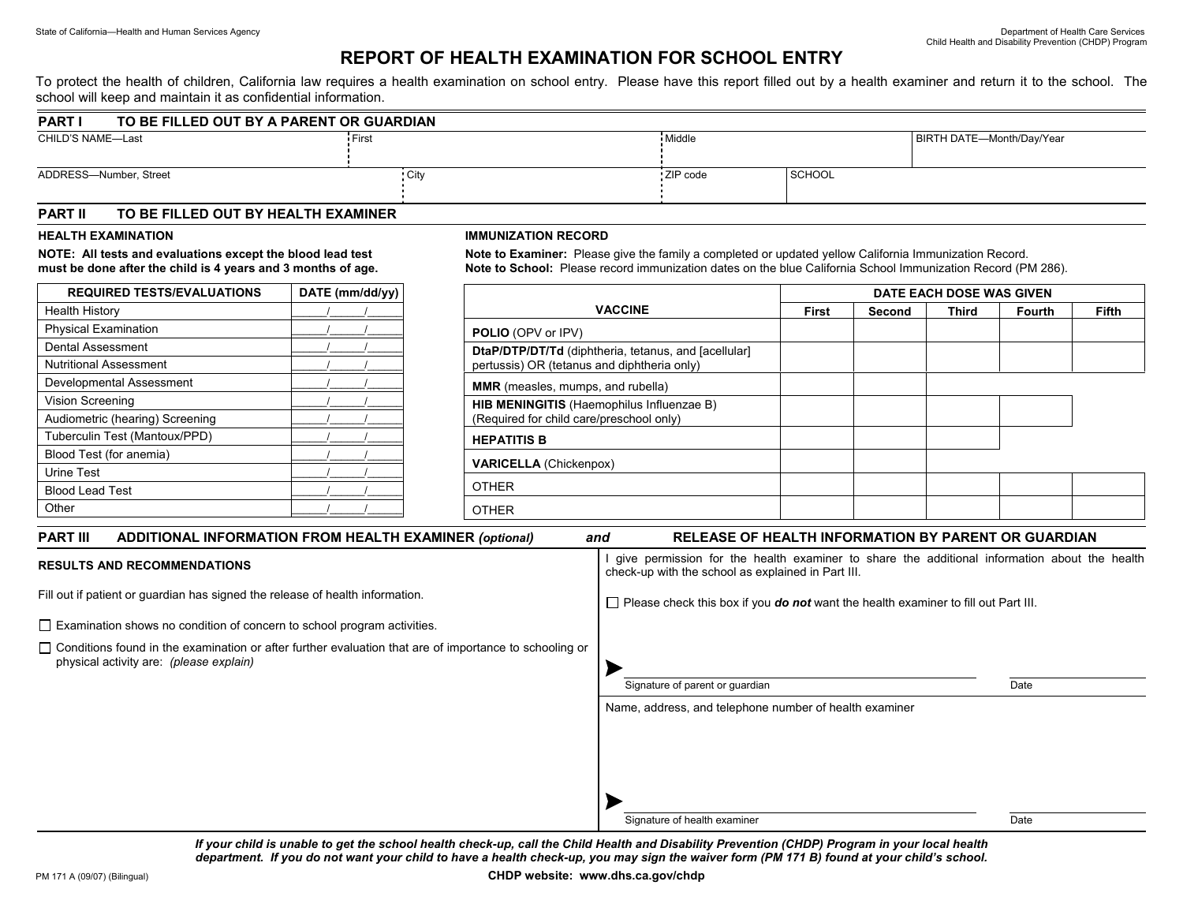State of California—Health and Human Services Agency

Department of Health Care Services
Child Health and Disability Prevention (CHDP) Program

# REPORT OF HEALTH EXAMINATION FOR SCHOOL ENTRY

To protect the health of children, California law requires a health examination on school entry. Please have this report filled out by a health examiner and return it to the school. The school will keep and maintain it as confidential information.

## PART I TO BE FILLED OUT BY A PARENT OR GUARDIAN

| CHILD'S NAME—Last | First | Middle | BIRTH DATE—Month/Day/Year |
|---|---|---|---|
| | | | |

| ADDRESS—Number, Street | City | ZIP code | SCHOOL |
|---|---|---|---|
| | | | |

## PART II TO BE FILLED OUT BY HEALTH EXAMINER

### HEALTH EXAMINATION

**NOTE: All tests and evaluations except the blood lead test must be done after the child is 4 years and 3 months of age.**

| REQUIRED TESTS/EVALUATIONS | DATE (mm/dd/yy) |
|---|---|
| Health History | ____/____/____ |
| Physical Examination | ____/____/____ |
| Dental Assessment | ____/____/____ |
| Nutritional Assessment | ____/____/____ |
| Developmental Assessment | ____/____/____ |
| Vision Screening | ____/____/____ |
| Audiometric (hearing) Screening | ____/____/____ |
| Tuberculin Test (Mantoux/PPD) | ____/____/____ |
| Blood Test (for anemia) | ____/____/____ |
| Urine Test | ____/____/____ |
| Blood Lead Test | ____/____/____ |
| Other | ____/____/____ |

### IMMUNIZATION RECORD

**Note to Examiner:** Please give the family a completed or updated yellow California Immunization Record.
**Note to School:** Please record immunization dates on the blue California School Immunization Record (PM 286).

| VACCINE | DATE EACH DOSE WAS GIVEN | | | | |
|---|---|---|---|---|---|
| | First | Second | Third | Fourth | Fifth |
| **POLIO** (OPV or IPV) | | | | | |
| **DtaP/DTP/DT/Td** (diphtheria, tetanus, and [acellular] pertussis) OR (tetanus and diphtheria only) | | | | | |
| **MMR** (measles, mumps, and rubella) | | | | | |
| **HIB MENINGITIS** (Haemophilus Influenzae B) (Required for child care/preschool only) | | | | | |
| **HEPATITIS B** | | | | | |
| **VARICELLA** (Chickenpox) | | | | | |
| OTHER | | | | | |
| OTHER | | | | | |

## PART III ADDITIONAL INFORMATION FROM HEALTH EXAMINER *(optional)* *and* RELEASE OF HEALTH INFORMATION BY PARENT OR GUARDIAN

### RESULTS AND RECOMMENDATIONS

Fill out if patient or guardian has signed the release of health information.

☐ Examination shows no condition of concern to school program activities.

☐ Conditions found in the examination or after further evaluation that are of importance to schooling or physical activity are: *(please explain)*

I give permission for the health examiner to share the additional information about the health check-up with the school as explained in Part III.

☐ Please check this box if you ***do not*** want the health examiner to fill out Part III.

➤ ______________________________ Signature of parent or guardian &nbsp;&nbsp; ________ Date

Name, address, and telephone number of health examiner

➤ ______________________________ Signature of health examiner &nbsp;&nbsp; ________ Date

***If your child is unable to get the school health check-up, call the Child Health and Disability Prevention (CHDP) Program in your local health department. If you do not want your child to have a health check-up, you may sign the waiver form (PM 171 B) found at your child's school.***

PM 171 A (09/07) (Bilingual)

**CHDP website: www.dhs.ca.gov/chdp**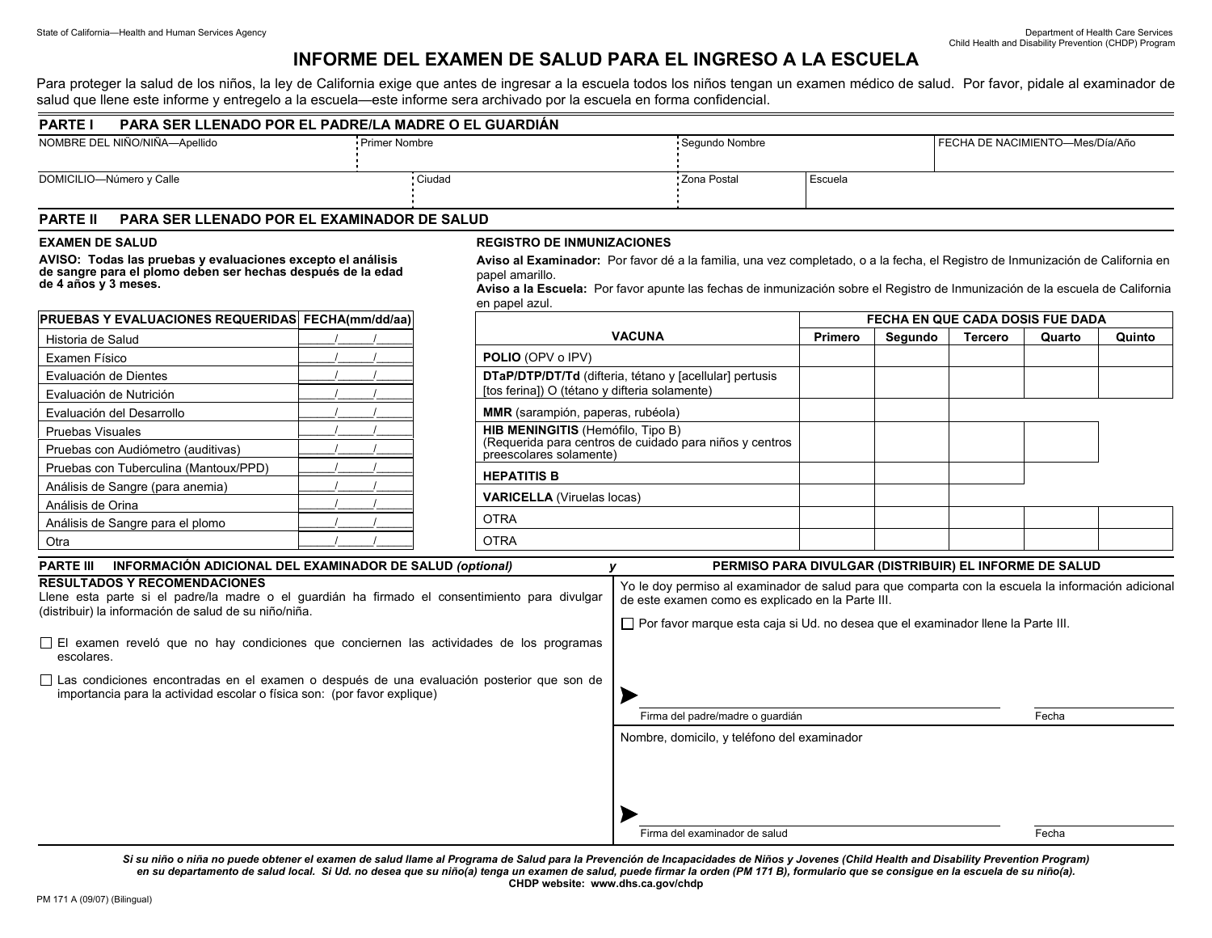State of California—Health and Human Services Agency

Department of Health Care Services
Child Health and Disability Prevention (CHDP) Program

# INFORME DEL EXAMEN DE SALUD PARA EL INGRESO A LA ESCUELA

Para proteger la salud de los niños, la ley de California exige que antes de ingresar a la escuela todos los niños tengan un examen médico de salud. Por favor, pidale al examinador de salud que llene este informe y entregelo a la escuela—este informe sera archivado por la escuela en forma confidencial.

## PARTE I PARA SER LLENADO POR EL PADRE/LA MADRE O EL GUARDIÁN

| NOMBRE DEL NIÑO/NIÑA—Apellido | Primer Nombre | Segundo Nombre | FECHA DE NACIMIENTO—Mes/Día/Año |
|---|---|---|---|
| | | | |

| DOMICILIO—Número y Calle | Ciudad | Zona Postal | Escuela |
|---|---|---|---|
| | | | |

## PARTE II PARA SER LLENADO POR EL EXAMINADOR DE SALUD

### EXAMEN DE SALUD

**AVISO: Todas las pruebas y evaluaciones excepto el análisis de sangre para el plomo deben ser hechas después de la edad de 4 años y 3 meses.**

| PRUEBAS Y EVALUACIONES REQUERIDAS | FECHA(mm/dd/aa) |
|---|---|
| Historia de Salud | \_\_\_\_/\_\_\_\_/\_\_\_\_ |
| Examen Físico | \_\_\_\_/\_\_\_\_/\_\_\_\_ |
| Evaluación de Dientes | \_\_\_\_/\_\_\_\_/\_\_\_\_ |
| Evaluación de Nutrición | \_\_\_\_/\_\_\_\_/\_\_\_\_ |
| Evaluación del Desarrollo | \_\_\_\_/\_\_\_\_/\_\_\_\_ |
| Pruebas Visuales | \_\_\_\_/\_\_\_\_/\_\_\_\_ |
| Pruebas con Audiómetro (auditivas) | \_\_\_\_/\_\_\_\_/\_\_\_\_ |
| Pruebas con Tuberculina (Mantoux/PPD) | \_\_\_\_/\_\_\_\_/\_\_\_\_ |
| Análisis de Sangre (para anemia) | \_\_\_\_/\_\_\_\_/\_\_\_\_ |
| Análisis de Orina | \_\_\_\_/\_\_\_\_/\_\_\_\_ |
| Análisis de Sangre para el plomo | \_\_\_\_/\_\_\_\_/\_\_\_\_ |
| Otra | \_\_\_\_/\_\_\_\_/\_\_\_\_ |

### REGISTRO DE INMUNIZACIONES

**Aviso al Examinador:** Por favor dé a la familia, una vez completado, o a la fecha, el Registro de Inmunización de California en papel amarillo.
**Aviso a la Escuela:** Por favor apunte las fechas de inmunización sobre el Registro de Inmunización de la escuela de California en papel azul.

| VACUNA | FECHA EN QUE CADA DOSIS FUE DADA | | | | |
|---|---|---|---|---|---|
| | Primero | Segundo | Tercero | Quarto | Quinto |
| **POLIO** (OPV o IPV) | | | | | |
| **DTaP/DTP/DT/Td** (difteria, tétano y [acellular] pertusis [tos ferina]) O (tétano y difteria solamente) | | | | | |
| **MMR** (sarampión, paperas, rubéola) | | | | | |
| **HIB MENINGITIS** (Hemófilo, Tipo B) (Requerida para centros de cuidado para niños y centros preescolares solamente) | | | | | |
| **HEPATITIS B** | | | | | |
| **VARICELLA** (Viruelas locas) | | | | | |
| OTRA | | | | | |
| OTRA | | | | | |

## PARTE III INFORMACIÓN ADICIONAL DEL EXAMINADOR DE SALUD *(optional)* *y* PERMISO PARA DIVULGAR (DISTRIBUIR) EL INFORME DE SALUD

### RESULTADOS Y RECOMENDACIONES

Llene esta parte si el padre/la madre o el guardián ha firmado el consentimiento para divulgar (distribuir) la información de salud de su niño/niña.

☐ El examen reveló que no hay condiciones que conciernen las actividades de los programas escolares.

☐ Las condiciones encontradas en el examen o después de una evaluación posterior que son de importancia para la actividad escolar o física son: (por favor explique)

Yo le doy permiso al examinador de salud para que comparta con la escuela la información adicional de este examen como es explicado en la Parte III.

☐ Por favor marque esta caja si Ud. no desea que el examinador llene la Parte III.

Firma del padre/madre o guardián \_\_\_\_\_\_\_\_\_\_ Fecha \_\_\_\_\_\_\_\_\_\_

Nombre, domicilio, y teléfono del examinador

Firma del examinador de salud \_\_\_\_\_\_\_\_\_\_ Fecha \_\_\_\_\_\_\_\_\_\_

***Si su niño o niña no puede obtener el examen de salud llame al Programa de Salud para la Prevención de Incapacidades de Niños y Jovenes (Child Health and Disability Prevention Program) en su departamento de salud local. Si Ud. no desea que su niño(a) tenga un examen de salud, puede firmar la orden (PM 171 B), formulario que se consigue en la escuela de su niño(a).***
**CHDP website: www.dhs.ca.gov/chdp**

PM 171 A (09/07) (Bilingual)